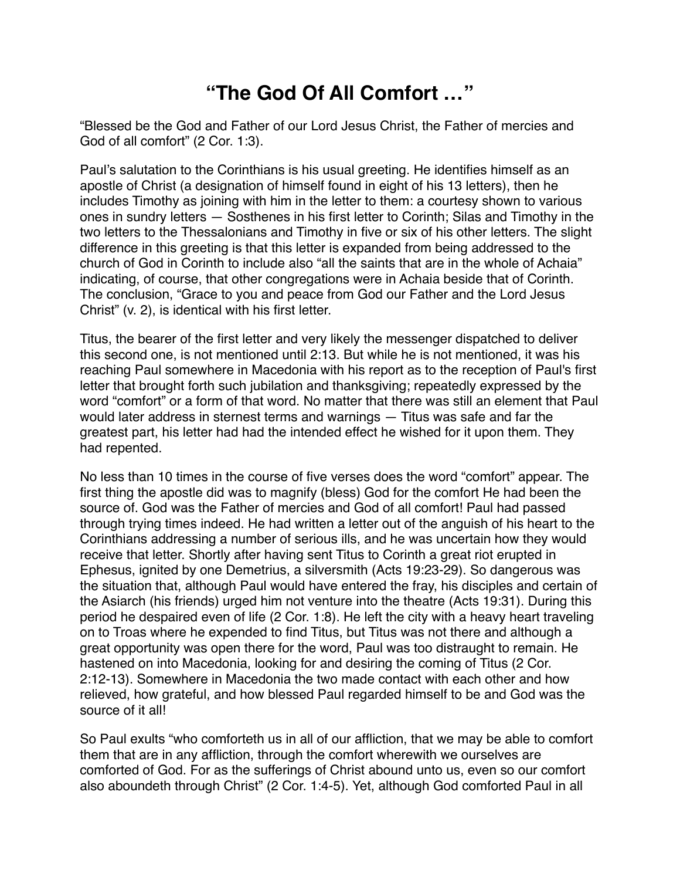# “The God Of All Comfort …”

“Blessed be the God and Father of our Lord Jesus Christ, the Father of mercies and God of all comfort” (2 Cor. 1:3).

Paul’s salutation to the Corinthians is his usual greeting. He identifies himself as an apostle of Christ (a designation of himself found in eight of his 13 letters), then he includes Timothy as joining with him in the letter to them: a courtesy shown to various ones in sundry letters — Sosthenes in his first letter to Corinth; Silas and Timothy in the two letters to the Thessalonians and Timothy in five or six of his other letters. The slight difference in this greeting is that this letter is expanded from being addressed to the church of God in Corinth to include also “all the saints that are in the whole of Achaia” indicating, of course, that other congregations were in Achaia beside that of Corinth. The conclusion, “Grace to you and peace from God our Father and the Lord Jesus Christ” (v. 2), is identical with his first letter.

Titus, the bearer of the first letter and very likely the messenger dispatched to deliver this second one, is not mentioned until 2:13. But while he is not mentioned, it was his reaching Paul somewhere in Macedonia with his report as to the reception of Paul's first letter that brought forth such jubilation and thanksgiving; repeatedly expressed by the word “comfort” or a form of that word. No matter that there was still an element that Paul would later address in sternest terms and warnings — Titus was safe and far the greatest part, his letter had had the intended effect he wished for it upon them. They had repented.

No less than 10 times in the course of five verses does the word “comfort” appear. The first thing the apostle did was to magnify (bless) God for the comfort He had been the source of. God was the Father of mercies and God of all comfort! Paul had passed through trying times indeed. He had written a letter out of the anguish of his heart to the Corinthians addressing a number of serious ills, and he was uncertain how they would receive that letter. Shortly after having sent Titus to Corinth a great riot erupted in Ephesus, ignited by one Demetrius, a silversmith (Acts 19:23-29). So dangerous was the situation that, although Paul would have entered the fray, his disciples and certain of the Asiarch (his friends) urged him not venture into the theatre (Acts 19:31). During this period he despaired even of life (2 Cor. 1:8). He left the city with a heavy heart traveling on to Troas where he expended to find Titus, but Titus was not there and although a great opportunity was open there for the word, Paul was too distraught to remain. He hastened on into Macedonia, looking for and desiring the coming of Titus (2 Cor. 2:12-13). Somewhere in Macedonia the two made contact with each other and how relieved, how grateful, and how blessed Paul regarded himself to be and God was the source of it all!

So Paul exults “who comforteth us in all of our affliction, that we may be able to comfort them that are in any affliction, through the comfort wherewith we ourselves are comforted of God. For as the sufferings of Christ abound unto us, even so our comfort also aboundeth through Christ” (2 Cor. 1:4-5). Yet, although God comforted Paul in all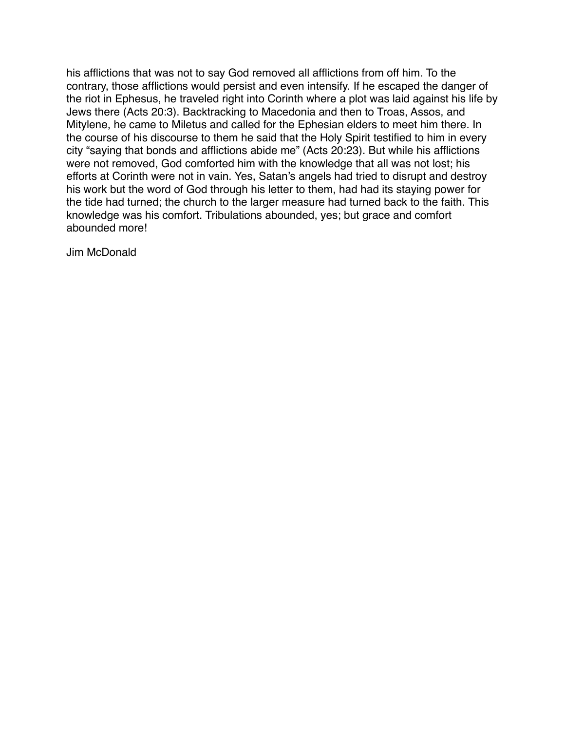his afflictions that was not to say God removed all afflictions from off him. To the contrary, those afflictions would persist and even intensify. If he escaped the danger of the riot in Ephesus, he traveled right into Corinth where a plot was laid against his life by Jews there (Acts 20:3). Backtracking to Macedonia and then to Troas, Assos, and Mitylene, he came to Miletus and called for the Ephesian elders to meet him there. In the course of his discourse to them he said that the Holy Spirit testified to him in every city "saying that bonds and afflictions abide me" (Acts 20:23). But while his afflictions were not removed, God comforted him with the knowledge that all was not lost; his efforts at Corinth were not in vain. Yes, Satan's angels had tried to disrupt and destroy his work but the word of God through his letter to them, had had its staying power for the tide had turned; the church to the larger measure had turned back to the faith. This knowledge was his comfort. Tribulations abounded, yes; but grace and comfort abounded more!

Jim McDonald